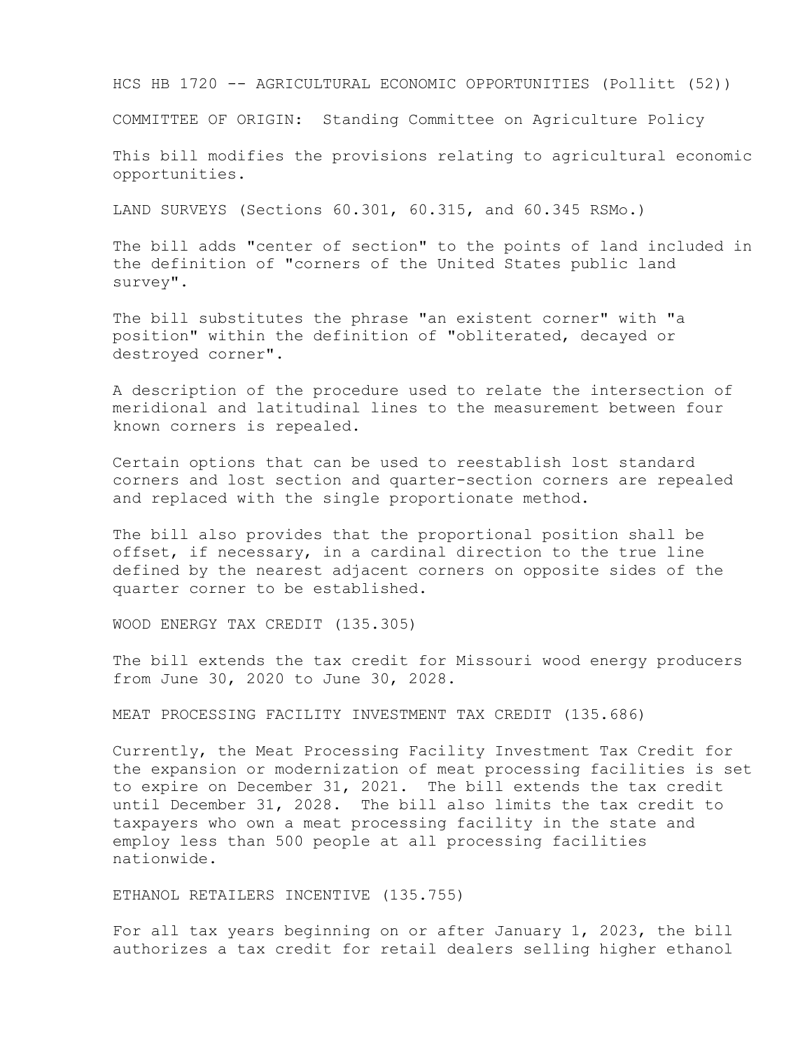# HCS HB 1720 -- AGRICULTURAL ECONOMIC OPPORTUNITIES (Pollitt (52))

COMMITTEE OF ORIGIN: Standing Committee on Agriculture Policy

This bill modifies the provisions relating to agricultural economic opportunities.

## LAND SURVEYS (Sections 60.301, 60.315, and 60.345 RSMo.)

The bill adds "center of section" to the points of land included in the definition of "corners of the United States public land survey".

The bill substitutes the phrase "an existent corner" with "a position" within the definition of "obliterated, decayed or destroyed corner".

A description of the procedure used to relate the intersection of meridional and latitudinal lines to the measurement between four known corners is repealed.

Certain options that can be used to reestablish lost standard corners and lost section and quarter-section corners are repealed and replaced with the single proportionate method.

The bill also provides that the proportional position shall be offset, if necessary, in a cardinal direction to the true line defined by the nearest adjacent corners on opposite sides of the quarter corner to be established.

## WOOD ENERGY TAX CREDIT (135.305)

The bill extends the tax credit for Missouri wood energy producers from June 30, 2020 to June 30, 2028.

## MEAT PROCESSING FACILITY INVESTMENT TAX CREDIT (135.686)

Currently, the Meat Processing Facility Investment Tax Credit for the expansion or modernization of meat processing facilities is set to expire on December 31, 2021. The bill extends the tax credit until December 31, 2028. The bill also limits the tax credit to taxpayers who own a meat processing facility in the state and employ less than 500 people at all processing facilities nationwide.

## ETHANOL RETAILERS INCENTIVE (135.755)

For all tax years beginning on or after January 1, 2023, the bill authorizes a tax credit for retail dealers selling higher ethanol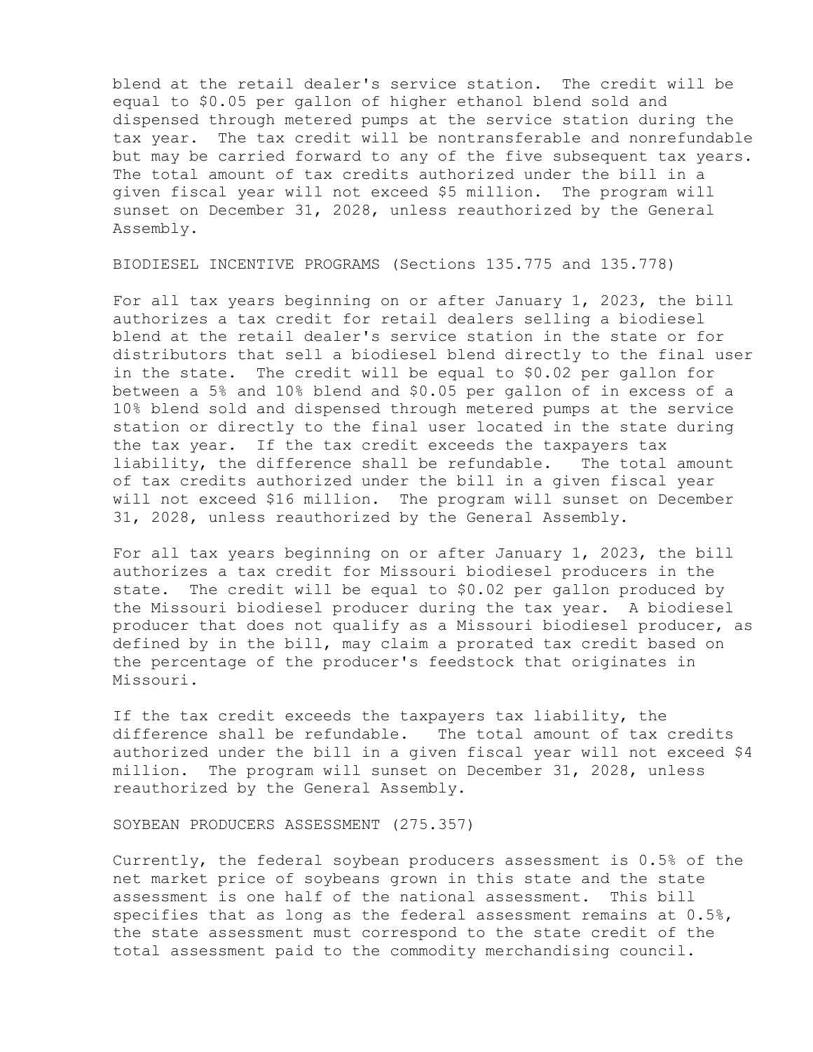blend at the retail dealer's service station. The credit will be equal to $0.05 per gallon of higher ethanol blend sold and dispensed through metered pumps at the service station during the tax year. The tax credit will be nontransferable and nonrefundable but may be carried forward to any of the five subsequent tax years. The total amount of tax credits authorized under the bill in a given fiscal year will not exceed $5 million. The program will sunset on December 31, 2028, unless reauthorized by the General Assembly.

BIODIESEL INCENTIVE PROGRAMS (Sections 135.775 and 135.778)

For all tax years beginning on or after January 1, 2023, the bill authorizes a tax credit for retail dealers selling a biodiesel blend at the retail dealer's service station in the state or for distributors that sell a biodiesel blend directly to the final user in the state. The credit will be equal to $0.02 per gallon for between a 5% and 10% blend and $0.05 per gallon of in excess of a 10% blend sold and dispensed through metered pumps at the service station or directly to the final user located in the state during the tax year. If the tax credit exceeds the taxpayers tax liability, the difference shall be refundable. The total amount of tax credits authorized under the bill in a given fiscal year will not exceed $16 million. The program will sunset on December 31, 2028, unless reauthorized by the General Assembly.

For all tax years beginning on or after January 1, 2023, the bill authorizes a tax credit for Missouri biodiesel producers in the state. The credit will be equal to $0.02 per gallon produced by the Missouri biodiesel producer during the tax year. A biodiesel producer that does not qualify as a Missouri biodiesel producer, as defined by in the bill, may claim a prorated tax credit based on the percentage of the producer's feedstock that originates in Missouri.

If the tax credit exceeds the taxpayers tax liability, the difference shall be refundable. The total amount of tax credits authorized under the bill in a given fiscal year will not exceed $4 million. The program will sunset on December 31, 2028, unless reauthorized by the General Assembly.

SOYBEAN PRODUCERS ASSESSMENT (275.357)

Currently, the federal soybean producers assessment is 0.5% of the net market price of soybeans grown in this state and the state assessment is one half of the national assessment. This bill specifies that as long as the federal assessment remains at 0.5%, the state assessment must correspond to the state credit of the total assessment paid to the commodity merchandising council.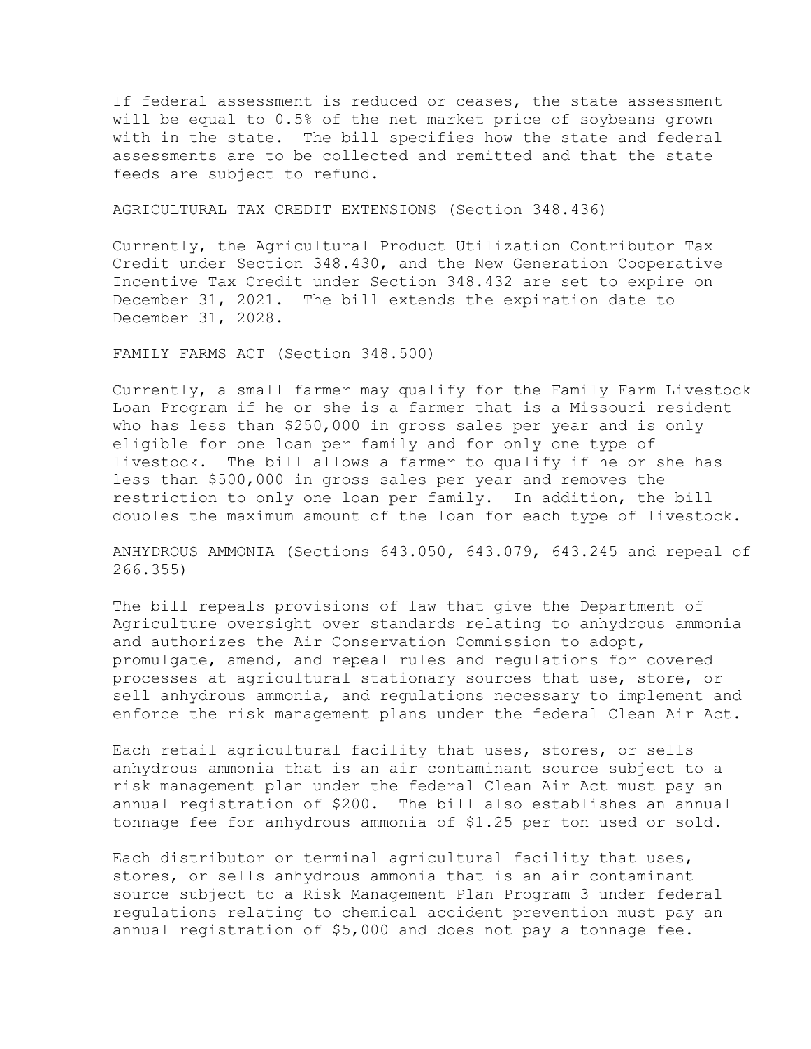If federal assessment is reduced or ceases, the state assessment will be equal to 0.5% of the net market price of soybeans grown with in the state. The bill specifies how the state and federal assessments are to be collected and remitted and that the state feeds are subject to refund.

AGRICULTURAL TAX CREDIT EXTENSIONS (Section 348.436)

Currently, the Agricultural Product Utilization Contributor Tax Credit under Section 348.430, and the New Generation Cooperative Incentive Tax Credit under Section 348.432 are set to expire on December 31, 2021. The bill extends the expiration date to December 31, 2028.

FAMILY FARMS ACT (Section 348.500)

Currently, a small farmer may qualify for the Family Farm Livestock Loan Program if he or she is a farmer that is a Missouri resident who has less than $250,000 in gross sales per year and is only eligible for one loan per family and for only one type of livestock. The bill allows a farmer to qualify if he or she has less than $500,000 in gross sales per year and removes the restriction to only one loan per family. In addition, the bill doubles the maximum amount of the loan for each type of livestock.

ANHYDROUS AMMONIA (Sections 643.050, 643.079, 643.245 and repeal of 266.355)

The bill repeals provisions of law that give the Department of Agriculture oversight over standards relating to anhydrous ammonia and authorizes the Air Conservation Commission to adopt, promulgate, amend, and repeal rules and regulations for covered processes at agricultural stationary sources that use, store, or sell anhydrous ammonia, and regulations necessary to implement and enforce the risk management plans under the federal Clean Air Act.

Each retail agricultural facility that uses, stores, or sells anhydrous ammonia that is an air contaminant source subject to a risk management plan under the federal Clean Air Act must pay an annual registration of $200. The bill also establishes an annual tonnage fee for anhydrous ammonia of $1.25 per ton used or sold.

Each distributor or terminal agricultural facility that uses, stores, or sells anhydrous ammonia that is an air contaminant source subject to a Risk Management Plan Program 3 under federal regulations relating to chemical accident prevention must pay an annual registration of $5,000 and does not pay a tonnage fee.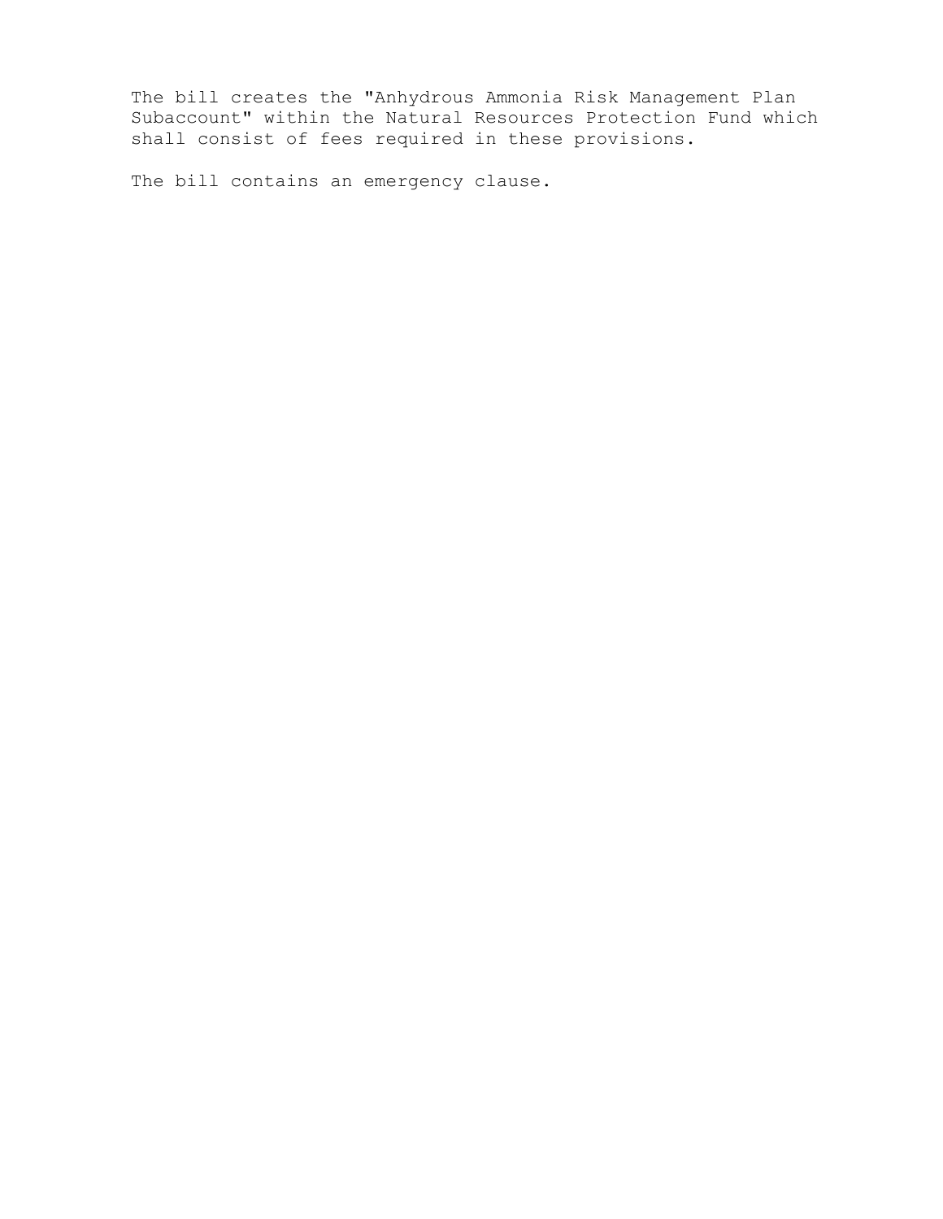The bill creates the "Anhydrous Ammonia Risk Management Plan Subaccount" within the Natural Resources Protection Fund which shall consist of fees required in these provisions.

The bill contains an emergency clause.